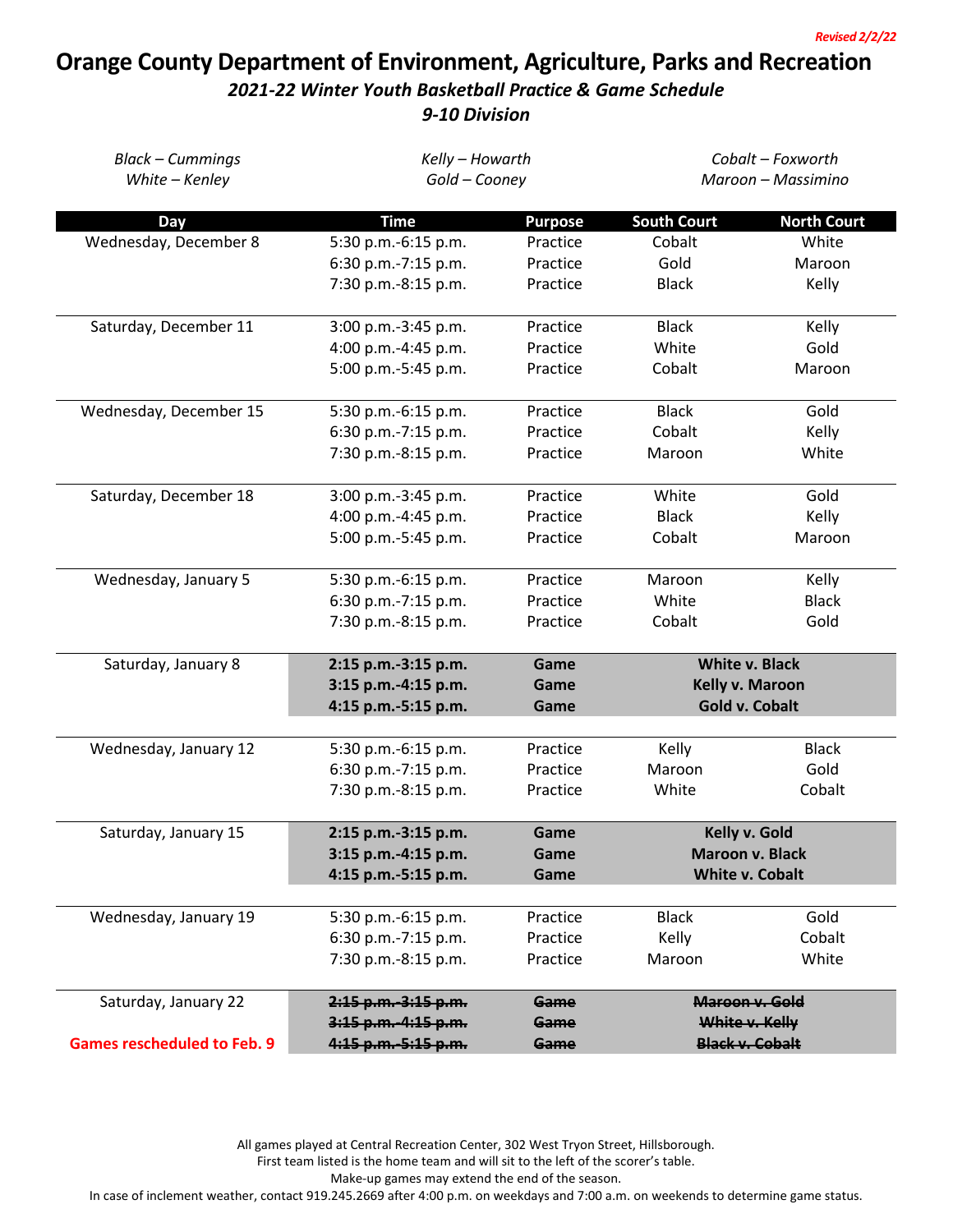*Revised 2/2/22*

# Orange County Department of Environment, Agriculture, Parks and Recreation

## *2021-22 Winter Youth Basketball Practice & Game Schedule*

## *9-10 Division*

| | | |
|---|---|---|
| *Black – Cummings* | *Kelly – Howarth* | *Cobalt – Foxworth* |
| *White – Kenley* | *Gold – Cooney* | *Maroon – Massimino* |

| Day | Time | Purpose | South Court | North Court |
|---|---|---|---|---|
| Wednesday, December 8 | 5:30 p.m.-6:15 p.m. | Practice | Cobalt | White |
| | 6:30 p.m.-7:15 p.m. | Practice | Gold | Maroon |
| | 7:30 p.m.-8:15 p.m. | Practice | Black | Kelly |
| Saturday, December 11 | 3:00 p.m.-3:45 p.m. | Practice | Black | Kelly |
| | 4:00 p.m.-4:45 p.m. | Practice | White | Gold |
| | 5:00 p.m.-5:45 p.m. | Practice | Cobalt | Maroon |
| Wednesday, December 15 | 5:30 p.m.-6:15 p.m. | Practice | Black | Gold |
| | 6:30 p.m.-7:15 p.m. | Practice | Cobalt | Kelly |
| | 7:30 p.m.-8:15 p.m. | Practice | Maroon | White |
| Saturday, December 18 | 3:00 p.m.-3:45 p.m. | Practice | White | Gold |
| | 4:00 p.m.-4:45 p.m. | Practice | Black | Kelly |
| | 5:00 p.m.-5:45 p.m. | Practice | Cobalt | Maroon |
| Wednesday, January 5 | 5:30 p.m.-6:15 p.m. | Practice | Maroon | Kelly |
| | 6:30 p.m.-7:15 p.m. | Practice | White | Black |
| | 7:30 p.m.-8:15 p.m. | Practice | Cobalt | Gold |
| Saturday, January 8 | **2:15 p.m.-3:15 p.m.** | **Game** | **White v. Black** | |
| | **3:15 p.m.-4:15 p.m.** | **Game** | **Kelly v. Maroon** | |
| | **4:15 p.m.-5:15 p.m.** | **Game** | **Gold v. Cobalt** | |
| Wednesday, January 12 | 5:30 p.m.-6:15 p.m. | Practice | Kelly | Black |
| | 6:30 p.m.-7:15 p.m. | Practice | Maroon | Gold |
| | 7:30 p.m.-8:15 p.m. | Practice | White | Cobalt |
| Saturday, January 15 | **2:15 p.m.-3:15 p.m.** | **Game** | **Kelly v. Gold** | |
| | **3:15 p.m.-4:15 p.m.** | **Game** | **Maroon v. Black** | |
| | **4:15 p.m.-5:15 p.m.** | **Game** | **White v. Cobalt** | |
| Wednesday, January 19 | 5:30 p.m.-6:15 p.m. | Practice | Black | Gold |
| | 6:30 p.m.-7:15 p.m. | Practice | Kelly | Cobalt |
| | 7:30 p.m.-8:15 p.m. | Practice | Maroon | White |
| Saturday, January 22 | ~~**2:15 p.m.-3:15 p.m.**~~ | ~~**Game**~~ | ~~**Maroon v. Gold**~~ | |
| | ~~**3:15 p.m.-4:15 p.m.**~~ | ~~**Game**~~ | ~~**White v. Kelly**~~ | |
| **Games rescheduled to Feb. 9** | ~~**4:15 p.m.-5:15 p.m.**~~ | ~~**Game**~~ | ~~**Black v. Cobalt**~~ | |

All games played at Central Recreation Center, 302 West Tryon Street, Hillsborough.
First team listed is the home team and will sit to the left of the scorer's table.
Make-up games may extend the end of the season.
In case of inclement weather, contact 919.245.2669 after 4:00 p.m. on weekdays and 7:00 a.m. on weekends to determine game status.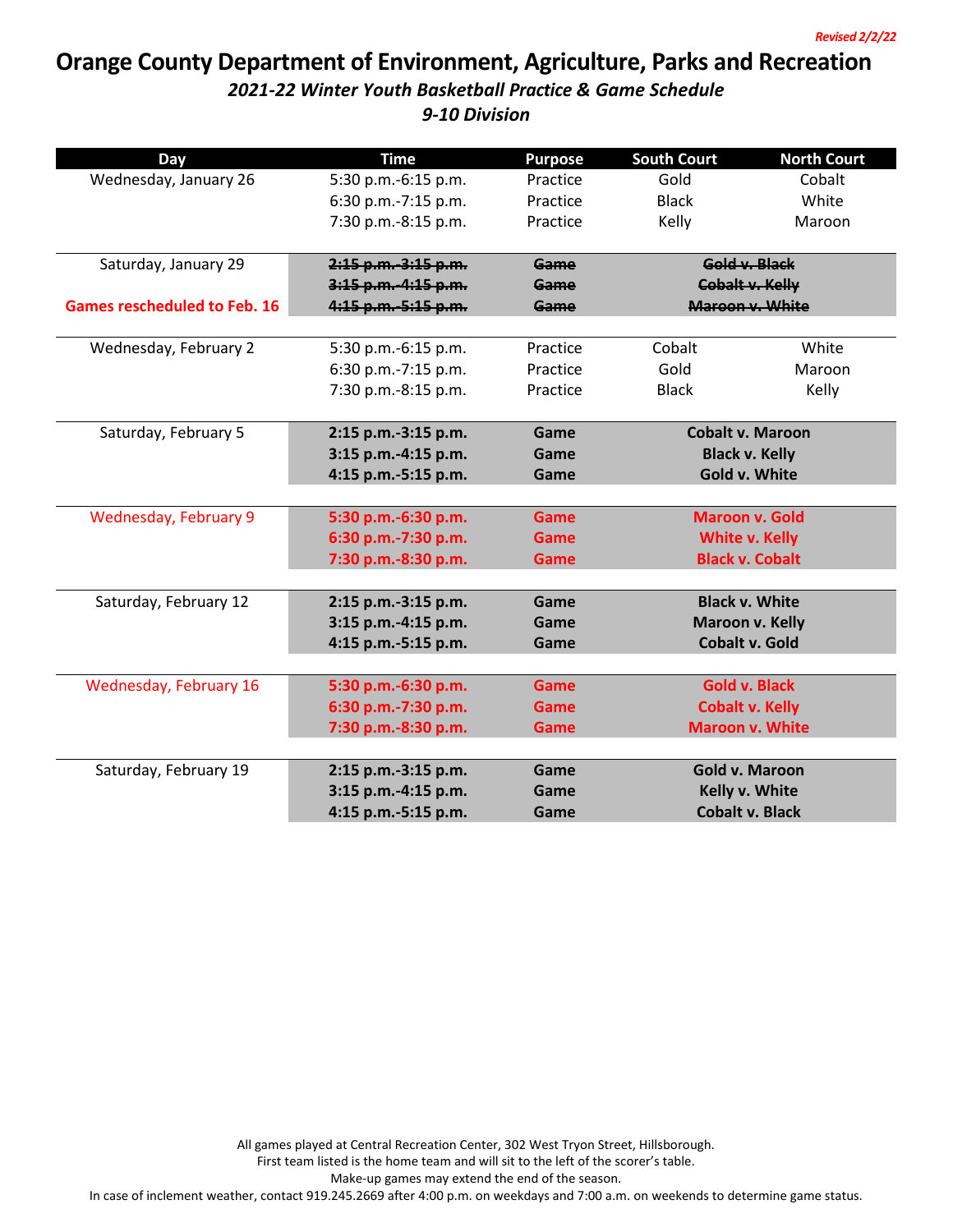*Revised 2/2/22*

# Orange County Department of Environment, Agriculture, Parks and Recreation

## *2021-22 Winter Youth Basketball Practice & Game Schedule*

## *9-10 Division*

| Day | Time | Purpose | South Court | North Court |
|---|---|---|---|---|
| Wednesday, January 26 | 5:30 p.m.-6:15 p.m. | Practice | Gold | Cobalt |
| | 6:30 p.m.-7:15 p.m. | Practice | Black | White |
| | 7:30 p.m.-8:15 p.m. | Practice | Kelly | Maroon |
| Saturday, January 29 | ~~**2:15 p.m.-3:15 p.m.**~~ | ~~**Game**~~ | ~~**Gold v. Black**~~ | |
| | ~~**3:15 p.m.-4:15 p.m.**~~ | ~~**Game**~~ | ~~**Cobalt v. Kelly**~~ | |
| **Games rescheduled to Feb. 16** | ~~**4:15 p.m.-5:15 p.m.**~~ | ~~**Game**~~ | ~~**Maroon v. White**~~ | |
| Wednesday, February 2 | 5:30 p.m.-6:15 p.m. | Practice | Cobalt | White |
| | 6:30 p.m.-7:15 p.m. | Practice | Gold | Maroon |
| | 7:30 p.m.-8:15 p.m. | Practice | Black | Kelly |
| Saturday, February 5 | **2:15 p.m.-3:15 p.m.** | **Game** | **Cobalt v. Maroon** | |
| | **3:15 p.m.-4:15 p.m.** | **Game** | **Black v. Kelly** | |
| | **4:15 p.m.-5:15 p.m.** | **Game** | **Gold v. White** | |
| Wednesday, February 9 | **5:30 p.m.-6:30 p.m.** | **Game** | **Maroon v. Gold** | |
| | **6:30 p.m.-7:30 p.m.** | **Game** | **White v. Kelly** | |
| | **7:30 p.m.-8:30 p.m.** | **Game** | **Black v. Cobalt** | |
| Saturday, February 12 | **2:15 p.m.-3:15 p.m.** | **Game** | **Black v. White** | |
| | **3:15 p.m.-4:15 p.m.** | **Game** | **Maroon v. Kelly** | |
| | **4:15 p.m.-5:15 p.m.** | **Game** | **Cobalt v. Gold** | |
| Wednesday, February 16 | **5:30 p.m.-6:30 p.m.** | **Game** | **Gold v. Black** | |
| | **6:30 p.m.-7:30 p.m.** | **Game** | **Cobalt v. Kelly** | |
| | **7:30 p.m.-8:30 p.m.** | **Game** | **Maroon v. White** | |
| Saturday, February 19 | **2:15 p.m.-3:15 p.m.** | **Game** | **Gold v. Maroon** | |
| | **3:15 p.m.-4:15 p.m.** | **Game** | **Kelly v. White** | |
| | **4:15 p.m.-5:15 p.m.** | **Game** | **Cobalt v. Black** | |

All games played at Central Recreation Center, 302 West Tryon Street, Hillsborough.
First team listed is the home team and will sit to the left of the scorer's table.
Make-up games may extend the end of the season.
In case of inclement weather, contact 919.245.2669 after 4:00 p.m. on weekdays and 7:00 a.m. on weekends to determine game status.